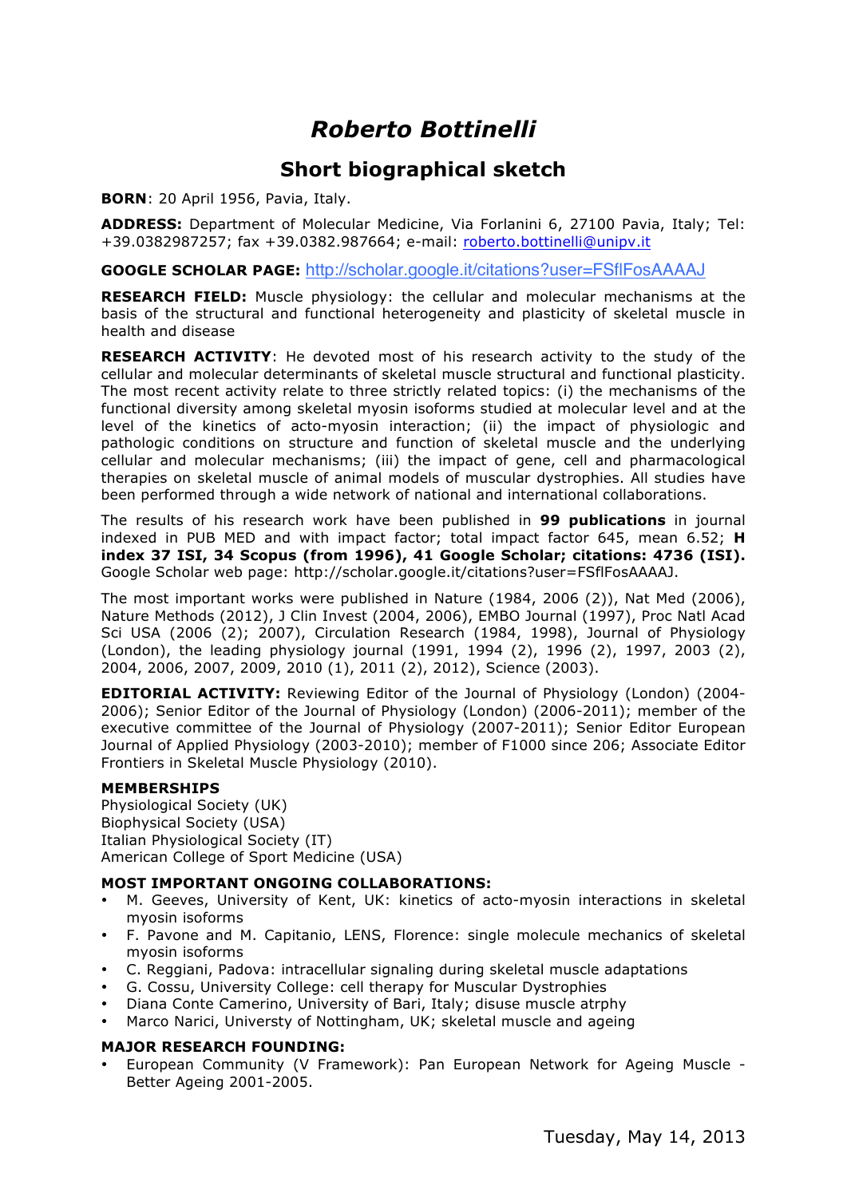# *Roberto Bottinelli*

## Short biographical sketch

**BORN**: 20 April 1956, Pavia, Italy.

**ADDRESS:** Department of Molecular Medicine, Via Forlanini 6, 27100 Pavia, Italy; Tel: +39.0382987257; fax +39.0382.987664; e-mail: roberto.bottinelli@unipv.it

**GOOGLE SCHOLAR PAGE:** http://scholar.google.it/citations?user=FSflFosAAAAJ

**RESEARCH FIELD:** Muscle physiology: the cellular and molecular mechanisms at the basis of the structural and functional heterogeneity and plasticity of skeletal muscle in health and disease

**RESEARCH ACTIVITY**: He devoted most of his research activity to the study of the cellular and molecular determinants of skeletal muscle structural and functional plasticity. The most recent activity relate to three strictly related topics: (i) the mechanisms of the functional diversity among skeletal myosin isoforms studied at molecular level and at the level of the kinetics of acto-myosin interaction; (ii) the impact of physiologic and pathologic conditions on structure and function of skeletal muscle and the underlying cellular and molecular mechanisms; (iii) the impact of gene, cell and pharmacological therapies on skeletal muscle of animal models of muscular dystrophies. All studies have been performed through a wide network of national and international collaborations.

The results of his research work have been published in **99 publications** in journal indexed in PUB MED and with impact factor; total impact factor 645, mean 6.52; **H index 37 ISI, 34 Scopus (from 1996), 41 Google Scholar; citations: 4736 (ISI).** Google Scholar web page: http://scholar.google.it/citations?user=FSflFosAAAAJ.

The most important works were published in Nature (1984, 2006 (2)), Nat Med (2006), Nature Methods (2012), J Clin Invest (2004, 2006), EMBO Journal (1997), Proc Natl Acad Sci USA (2006 (2); 2007), Circulation Research (1984, 1998), Journal of Physiology (London), the leading physiology journal (1991, 1994 (2), 1996 (2), 1997, 2003 (2), 2004, 2006, 2007, 2009, 2010 (1), 2011 (2), 2012), Science (2003).

**EDITORIAL ACTIVITY:** Reviewing Editor of the Journal of Physiology (London) (2004-2006); Senior Editor of the Journal of Physiology (London) (2006-2011); member of the executive committee of the Journal of Physiology (2007-2011); Senior Editor European Journal of Applied Physiology (2003-2010); member of F1000 since 206; Associate Editor Frontiers in Skeletal Muscle Physiology (2010).

**MEMBERSHIPS**

Physiological Society (UK)
Biophysical Society (USA)
Italian Physiological Society (IT)
American College of Sport Medicine (USA)

**MOST IMPORTANT ONGOING COLLABORATIONS:**

- M. Geeves, University of Kent, UK: kinetics of acto-myosin interactions in skeletal myosin isoforms
- F. Pavone and M. Capitanio, LENS, Florence: single molecule mechanics of skeletal myosin isoforms
- C. Reggiani, Padova: intracellular signaling during skeletal muscle adaptations
- G. Cossu, University College: cell therapy for Muscular Dystrophies
- Diana Conte Camerino, University of Bari, Italy; disuse muscle atrphy
- Marco Narici, Universty of Nottingham, UK; skeletal muscle and ageing

**MAJOR RESEARCH FOUNDING:**

- European Community (V Framework): Pan European Network for Ageing Muscle - Better Ageing 2001-2005.

Tuesday, May 14, 2013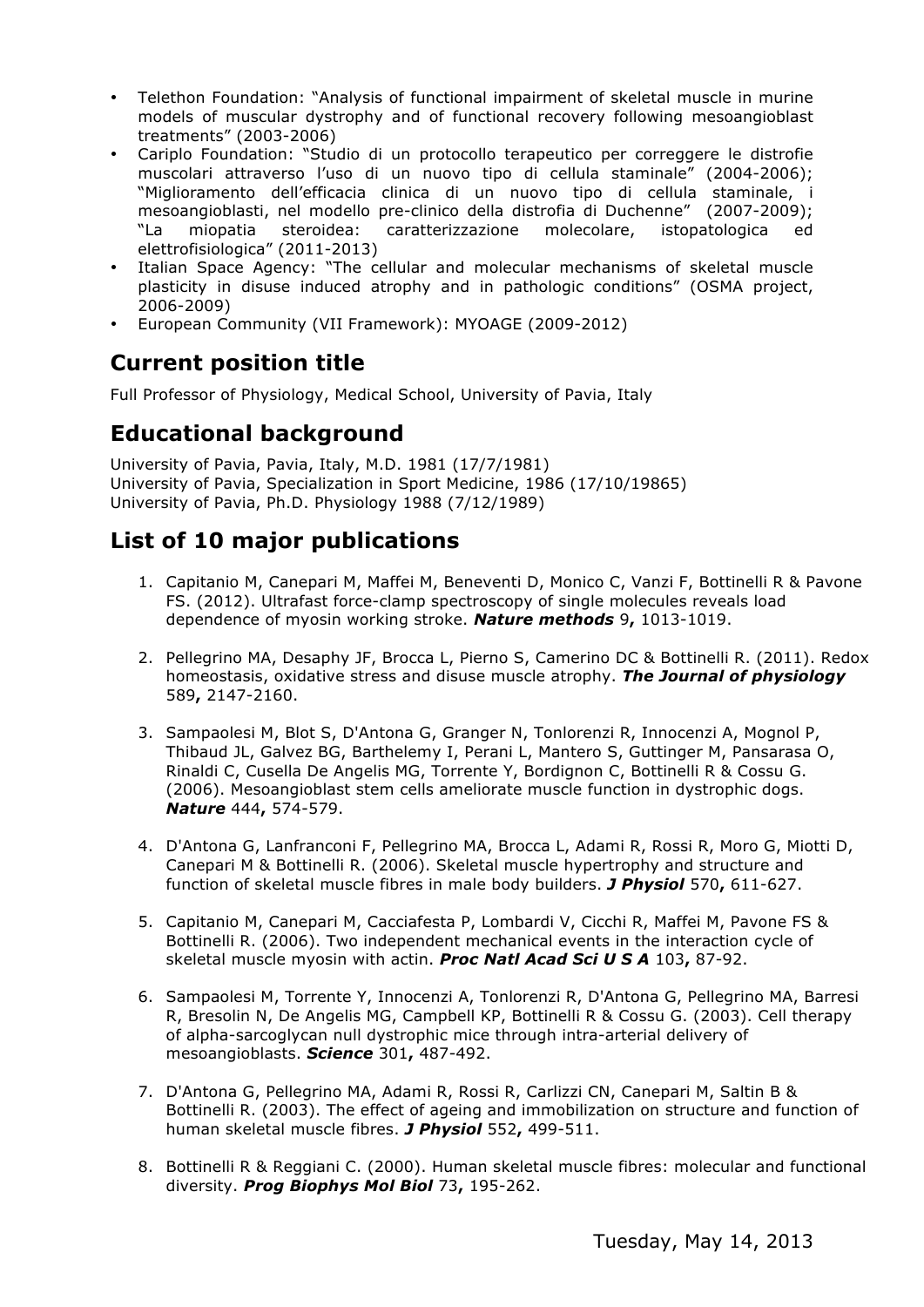- Telethon Foundation: "Analysis of functional impairment of skeletal muscle in murine models of muscular dystrophy and of functional recovery following mesoangioblast treatments" (2003-2006)
- Cariplo Foundation: "Studio di un protocollo terapeutico per correggere le distrofie muscolari attraverso l'uso di un nuovo tipo di cellula staminale" (2004-2006); "Miglioramento dell'efficacia clinica di un nuovo tipo di cellula staminale, i mesoangioblasti, nel modello pre-clinico della distrofia di Duchenne" (2007-2009); "La miopatia steroidea: caratterizzazione molecolare, istopatologica ed elettrofisiologica" (2011-2013)
- Italian Space Agency: "The cellular and molecular mechanisms of skeletal muscle plasticity in disuse induced atrophy and in pathologic conditions" (OSMA project, 2006-2009)
- European Community (VII Framework): MYOAGE (2009-2012)

## Current position title

Full Professor of Physiology, Medical School, University of Pavia, Italy

## Educational background

University of Pavia, Pavia, Italy, M.D. 1981 (17/7/1981)
University of Pavia, Specialization in Sport Medicine, 1986 (17/10/19865)
University of Pavia, Ph.D. Physiology 1988 (7/12/1989)

## List of 10 major publications

1. Capitanio M, Canepari M, Maffei M, Beneventi D, Monico C, Vanzi F, Bottinelli R & Pavone FS. (2012). Ultrafast force-clamp spectroscopy of single molecules reveals load dependence of myosin working stroke. ***Nature methods*** 9**,** 1013-1019.

2. Pellegrino MA, Desaphy JF, Brocca L, Pierno S, Camerino DC & Bottinelli R. (2011). Redox homeostasis, oxidative stress and disuse muscle atrophy. ***The Journal of physiology*** 589**,** 2147-2160.

3. Sampaolesi M, Blot S, D'Antona G, Granger N, Tonlorenzi R, Innocenzi A, Mognol P, Thibaud JL, Galvez BG, Barthelemy I, Perani L, Mantero S, Guttinger M, Pansarasa O, Rinaldi C, Cusella De Angelis MG, Torrente Y, Bordignon C, Bottinelli R & Cossu G. (2006). Mesoangioblast stem cells ameliorate muscle function in dystrophic dogs. ***Nature*** 444**,** 574-579.

4. D'Antona G, Lanfranconi F, Pellegrino MA, Brocca L, Adami R, Rossi R, Moro G, Miotti D, Canepari M & Bottinelli R. (2006). Skeletal muscle hypertrophy and structure and function of skeletal muscle fibres in male body builders. ***J Physiol*** 570**,** 611-627.

5. Capitanio M, Canepari M, Cacciafesta P, Lombardi V, Cicchi R, Maffei M, Pavone FS & Bottinelli R. (2006). Two independent mechanical events in the interaction cycle of skeletal muscle myosin with actin. ***Proc Natl Acad Sci U S A*** 103**,** 87-92.

6. Sampaolesi M, Torrente Y, Innocenzi A, Tonlorenzi R, D'Antona G, Pellegrino MA, Barresi R, Bresolin N, De Angelis MG, Campbell KP, Bottinelli R & Cossu G. (2003). Cell therapy of alpha-sarcoglycan null dystrophic mice through intra-arterial delivery of mesoangioblasts. ***Science*** 301**,** 487-492.

7. D'Antona G, Pellegrino MA, Adami R, Rossi R, Carlizzi CN, Canepari M, Saltin B & Bottinelli R. (2003). The effect of ageing and immobilization on structure and function of human skeletal muscle fibres. ***J Physiol*** 552**,** 499-511.

8. Bottinelli R & Reggiani C. (2000). Human skeletal muscle fibres: molecular and functional diversity. ***Prog Biophys Mol Biol*** 73**,** 195-262.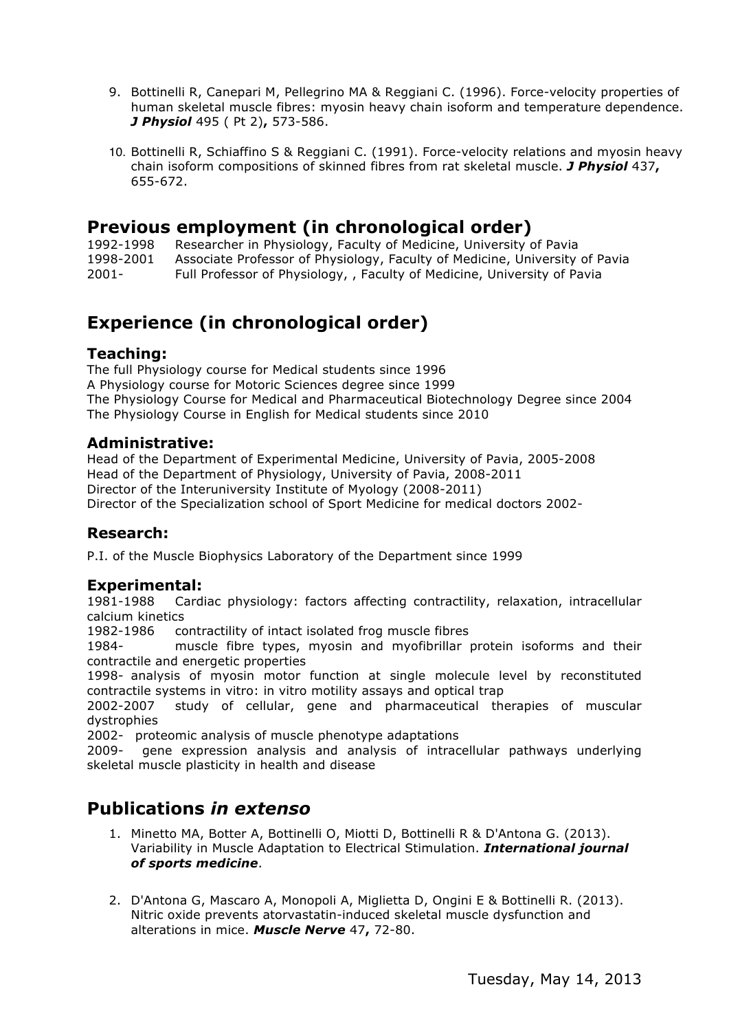9. Bottinelli R, Canepari M, Pellegrino MA & Reggiani C. (1996). Force-velocity properties of human skeletal muscle fibres: myosin heavy chain isoform and temperature dependence. ***J Physiol*** 495 ( Pt 2)**,** 573-586.

10. Bottinelli R, Schiaffino S & Reggiani C. (1991). Force-velocity relations and myosin heavy chain isoform compositions of skinned fibres from rat skeletal muscle. ***J Physiol*** 437**,** 655-672.

## Previous employment (in chronological order)

1992-1998 Researcher in Physiology, Faculty of Medicine, University of Pavia
1998-2001 Associate Professor of Physiology, Faculty of Medicine, University of Pavia
2001- Full Professor of Physiology, , Faculty of Medicine, University of Pavia

## Experience (in chronological order)

### Teaching:

The full Physiology course for Medical students since 1996
A Physiology course for Motoric Sciences degree since 1999
The Physiology Course for Medical and Pharmaceutical Biotechnology Degree since 2004
The Physiology Course in English for Medical students since 2010

### Administrative:

Head of the Department of Experimental Medicine, University of Pavia, 2005-2008
Head of the Department of Physiology, University of Pavia, 2008-2011
Director of the Interuniversity Institute of Myology (2008-2011)
Director of the Specialization school of Sport Medicine for medical doctors 2002-

### Research:

P.I. of the Muscle Biophysics Laboratory of the Department since 1999

### Experimental:

1981-1988 Cardiac physiology: factors affecting contractility, relaxation, intracellular calcium kinetics
1982-1986 contractility of intact isolated frog muscle fibres
1984- muscle fibre types, myosin and myofibrillar protein isoforms and their contractile and energetic properties
1998- analysis of myosin motor function at single molecule level by reconstituted contractile systems in vitro: in vitro motility assays and optical trap
2002-2007 study of cellular, gene and pharmaceutical therapies of muscular dystrophies
2002- proteomic analysis of muscle phenotype adaptations
2009- gene expression analysis and analysis of intracellular pathways underlying skeletal muscle plasticity in health and disease

## Publications *in extenso*

1. Minetto MA, Botter A, Bottinelli O, Miotti D, Bottinelli R & D'Antona G. (2013). Variability in Muscle Adaptation to Electrical Stimulation. ***International journal of sports medicine***.

2. D'Antona G, Mascaro A, Monopoli A, Miglietta D, Ongini E & Bottinelli R. (2013). Nitric oxide prevents atorvastatin-induced skeletal muscle dysfunction and alterations in mice. ***Muscle Nerve*** 47**,** 72-80.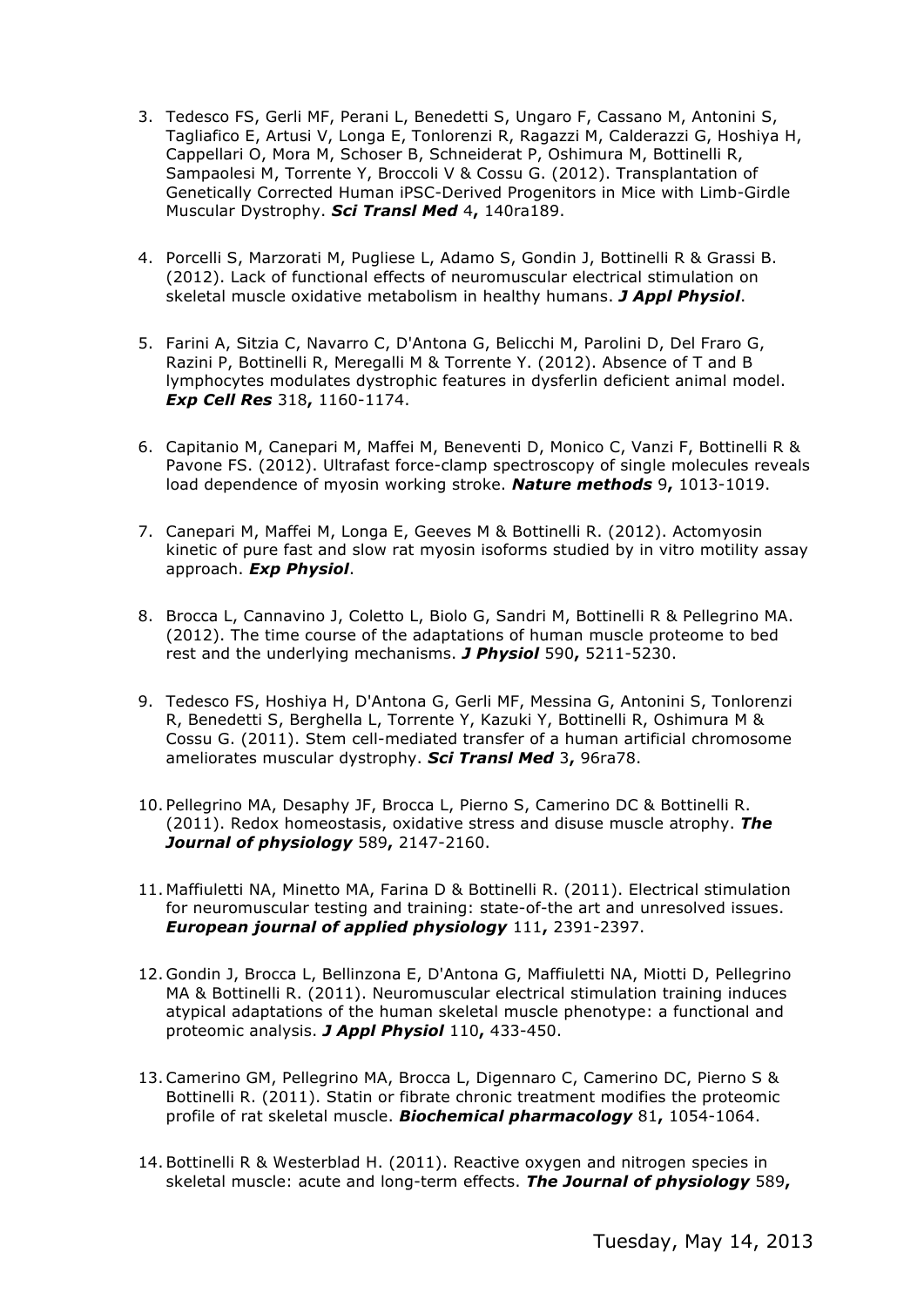3. Tedesco FS, Gerli MF, Perani L, Benedetti S, Ungaro F, Cassano M, Antonini S, Tagliafico E, Artusi V, Longa E, Tonlorenzi R, Ragazzi M, Calderazzi G, Hoshiya H, Cappellari O, Mora M, Schoser B, Schneiderat P, Oshimura M, Bottinelli R, Sampaolesi M, Torrente Y, Broccoli V & Cossu G. (2012). Transplantation of Genetically Corrected Human iPSC-Derived Progenitors in Mice with Limb-Girdle Muscular Dystrophy. ***Sci Transl Med*** 4**,** 140ra189.

4. Porcelli S, Marzorati M, Pugliese L, Adamo S, Gondin J, Bottinelli R & Grassi B. (2012). Lack of functional effects of neuromuscular electrical stimulation on skeletal muscle oxidative metabolism in healthy humans. ***J Appl Physiol***.

5. Farini A, Sitzia C, Navarro C, D'Antona G, Belicchi M, Parolini D, Del Fraro G, Razini P, Bottinelli R, Meregalli M & Torrente Y. (2012). Absence of T and B lymphocytes modulates dystrophic features in dysferlin deficient animal model. ***Exp Cell Res*** 318**,** 1160-1174.

6. Capitanio M, Canepari M, Maffei M, Beneventi D, Monico C, Vanzi F, Bottinelli R & Pavone FS. (2012). Ultrafast force-clamp spectroscopy of single molecules reveals load dependence of myosin working stroke. ***Nature methods*** 9**,** 1013-1019.

7. Canepari M, Maffei M, Longa E, Geeves M & Bottinelli R. (2012). Actomyosin kinetic of pure fast and slow rat myosin isoforms studied by in vitro motility assay approach. ***Exp Physiol***.

8. Brocca L, Cannavino J, Coletto L, Biolo G, Sandri M, Bottinelli R & Pellegrino MA. (2012). The time course of the adaptations of human muscle proteome to bed rest and the underlying mechanisms. ***J Physiol*** 590**,** 5211-5230.

9. Tedesco FS, Hoshiya H, D'Antona G, Gerli MF, Messina G, Antonini S, Tonlorenzi R, Benedetti S, Berghella L, Torrente Y, Kazuki Y, Bottinelli R, Oshimura M & Cossu G. (2011). Stem cell-mediated transfer of a human artificial chromosome ameliorates muscular dystrophy. ***Sci Transl Med*** 3**,** 96ra78.

10. Pellegrino MA, Desaphy JF, Brocca L, Pierno S, Camerino DC & Bottinelli R. (2011). Redox homeostasis, oxidative stress and disuse muscle atrophy. ***The Journal of physiology*** 589**,** 2147-2160.

11. Maffiuletti NA, Minetto MA, Farina D & Bottinelli R. (2011). Electrical stimulation for neuromuscular testing and training: state-of-the art and unresolved issues. ***European journal of applied physiology*** 111**,** 2391-2397.

12. Gondin J, Brocca L, Bellinzona E, D'Antona G, Maffiuletti NA, Miotti D, Pellegrino MA & Bottinelli R. (2011). Neuromuscular electrical stimulation training induces atypical adaptations of the human skeletal muscle phenotype: a functional and proteomic analysis. ***J Appl Physiol*** 110**,** 433-450.

13. Camerino GM, Pellegrino MA, Brocca L, Digennaro C, Camerino DC, Pierno S & Bottinelli R. (2011). Statin or fibrate chronic treatment modifies the proteomic profile of rat skeletal muscle. ***Biochemical pharmacology*** 81**,** 1054-1064.

14. Bottinelli R & Westerblad H. (2011). Reactive oxygen and nitrogen species in skeletal muscle: acute and long-term effects. ***The Journal of physiology*** 589**,**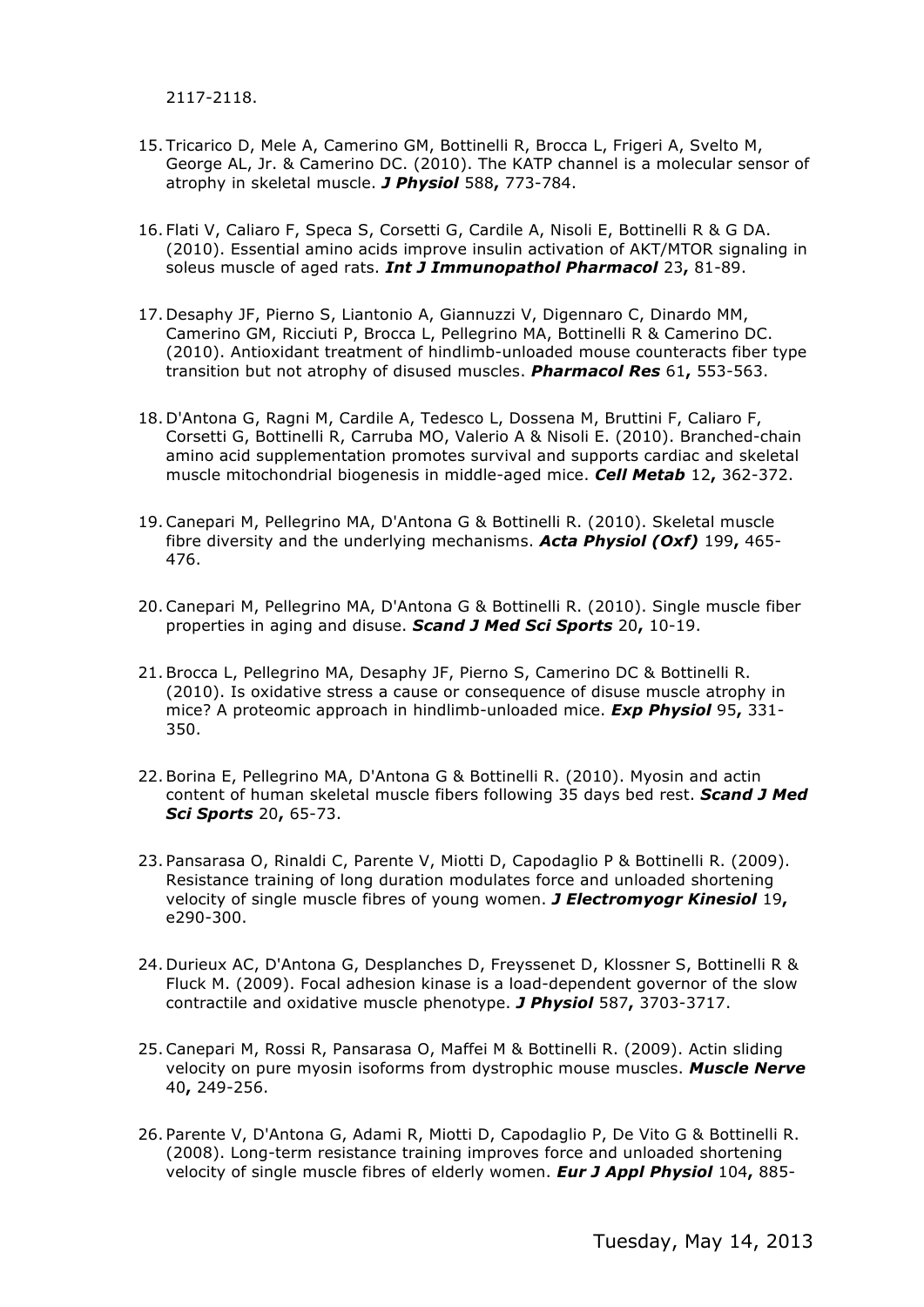2117-2118.

15. Tricarico D, Mele A, Camerino GM, Bottinelli R, Brocca L, Frigeri A, Svelto M, George AL, Jr. & Camerino DC. (2010). The KATP channel is a molecular sensor of atrophy in skeletal muscle. ***J Physiol*** 588**,** 773-784.

16. Flati V, Caliaro F, Speca S, Corsetti G, Cardile A, Nisoli E, Bottinelli R & G DA. (2010). Essential amino acids improve insulin activation of AKT/MTOR signaling in soleus muscle of aged rats. ***Int J Immunopathol Pharmacol*** 23**,** 81-89.

17. Desaphy JF, Pierno S, Liantonio A, Giannuzzi V, Digennaro C, Dinardo MM, Camerino GM, Ricciuti P, Brocca L, Pellegrino MA, Bottinelli R & Camerino DC. (2010). Antioxidant treatment of hindlimb-unloaded mouse counteracts fiber type transition but not atrophy of disused muscles. ***Pharmacol Res*** 61**,** 553-563.

18. D'Antona G, Ragni M, Cardile A, Tedesco L, Dossena M, Bruttini F, Caliaro F, Corsetti G, Bottinelli R, Carruba MO, Valerio A & Nisoli E. (2010). Branched-chain amino acid supplementation promotes survival and supports cardiac and skeletal muscle mitochondrial biogenesis in middle-aged mice. ***Cell Metab*** 12**,** 362-372.

19. Canepari M, Pellegrino MA, D'Antona G & Bottinelli R. (2010). Skeletal muscle fibre diversity and the underlying mechanisms. ***Acta Physiol (Oxf)*** 199**,** 465-476.

20. Canepari M, Pellegrino MA, D'Antona G & Bottinelli R. (2010). Single muscle fiber properties in aging and disuse. ***Scand J Med Sci Sports*** 20**,** 10-19.

21. Brocca L, Pellegrino MA, Desaphy JF, Pierno S, Camerino DC & Bottinelli R. (2010). Is oxidative stress a cause or consequence of disuse muscle atrophy in mice? A proteomic approach in hindlimb-unloaded mice. ***Exp Physiol*** 95**,** 331-350.

22. Borina E, Pellegrino MA, D'Antona G & Bottinelli R. (2010). Myosin and actin content of human skeletal muscle fibers following 35 days bed rest. ***Scand J Med Sci Sports*** 20**,** 65-73.

23. Pansarasa O, Rinaldi C, Parente V, Miotti D, Capodaglio P & Bottinelli R. (2009). Resistance training of long duration modulates force and unloaded shortening velocity of single muscle fibres of young women. ***J Electromyogr Kinesiol*** 19**,** e290-300.

24. Durieux AC, D'Antona G, Desplanches D, Freyssenet D, Klossner S, Bottinelli R & Fluck M. (2009). Focal adhesion kinase is a load-dependent governor of the slow contractile and oxidative muscle phenotype. ***J Physiol*** 587**,** 3703-3717.

25. Canepari M, Rossi R, Pansarasa O, Maffei M & Bottinelli R. (2009). Actin sliding velocity on pure myosin isoforms from dystrophic mouse muscles. ***Muscle Nerve*** 40**,** 249-256.

26. Parente V, D'Antona G, Adami R, Miotti D, Capodaglio P, De Vito G & Bottinelli R. (2008). Long-term resistance training improves force and unloaded shortening velocity of single muscle fibres of elderly women. ***Eur J Appl Physiol*** 104**,** 885-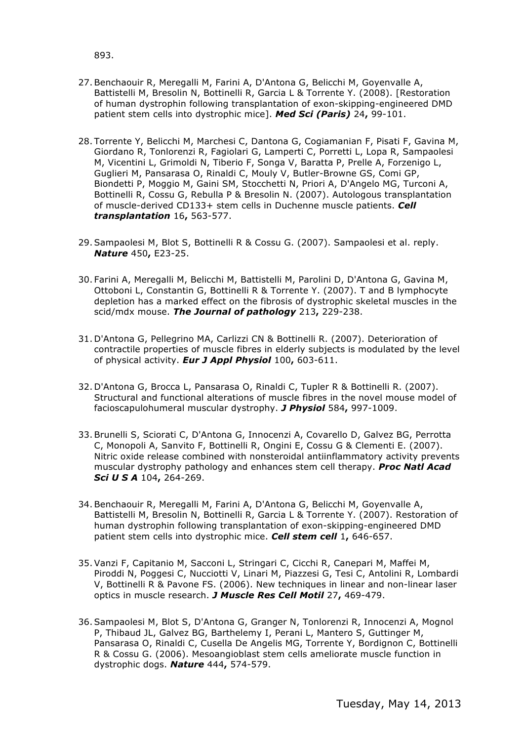893.

27. Benchaouir R, Meregalli M, Farini A, D'Antona G, Belicchi M, Goyenvalle A, Battistelli M, Bresolin N, Bottinelli R, Garcia L & Torrente Y. (2008). [Restoration of human dystrophin following transplantation of exon-skipping-engineered DMD patient stem cells into dystrophic mice]. ***Med Sci (Paris)*** 24**,** 99-101.

28. Torrente Y, Belicchi M, Marchesi C, Dantona G, Cogiamanian F, Pisati F, Gavina M, Giordano R, Tonlorenzi R, Fagiolari G, Lamperti C, Porretti L, Lopa R, Sampaolesi M, Vicentini L, Grimoldi N, Tiberio F, Songa V, Baratta P, Prelle A, Forzenigo L, Guglieri M, Pansarasa O, Rinaldi C, Mouly V, Butler-Browne GS, Comi GP, Biondetti P, Moggio M, Gaini SM, Stocchetti N, Priori A, D'Angelo MG, Turconi A, Bottinelli R, Cossu G, Rebulla P & Bresolin N. (2007). Autologous transplantation of muscle-derived CD133+ stem cells in Duchenne muscle patients. ***Cell transplantation*** 16**,** 563-577.

29. Sampaolesi M, Blot S, Bottinelli R & Cossu G. (2007). Sampaolesi et al. reply. ***Nature*** 450**,** E23-25.

30. Farini A, Meregalli M, Belicchi M, Battistelli M, Parolini D, D'Antona G, Gavina M, Ottoboni L, Constantin G, Bottinelli R & Torrente Y. (2007). T and B lymphocyte depletion has a marked effect on the fibrosis of dystrophic skeletal muscles in the scid/mdx mouse. ***The Journal of pathology*** 213**,** 229-238.

31. D'Antona G, Pellegrino MA, Carlizzi CN & Bottinelli R. (2007). Deterioration of contractile properties of muscle fibres in elderly subjects is modulated by the level of physical activity. ***Eur J Appl Physiol*** 100**,** 603-611.

32. D'Antona G, Brocca L, Pansarasa O, Rinaldi C, Tupler R & Bottinelli R. (2007). Structural and functional alterations of muscle fibres in the novel mouse model of facioscapulohumeral muscular dystrophy. ***J Physiol*** 584**,** 997-1009.

33. Brunelli S, Sciorati C, D'Antona G, Innocenzi A, Covarello D, Galvez BG, Perrotta C, Monopoli A, Sanvito F, Bottinelli R, Ongini E, Cossu G & Clementi E. (2007). Nitric oxide release combined with nonsteroidal antiinflammatory activity prevents muscular dystrophy pathology and enhances stem cell therapy. ***Proc Natl Acad Sci U S A*** 104**,** 264-269.

34. Benchaouir R, Meregalli M, Farini A, D'Antona G, Belicchi M, Goyenvalle A, Battistelli M, Bresolin N, Bottinelli R, Garcia L & Torrente Y. (2007). Restoration of human dystrophin following transplantation of exon-skipping-engineered DMD patient stem cells into dystrophic mice. ***Cell stem cell*** 1**,** 646-657.

35. Vanzi F, Capitanio M, Sacconi L, Stringari C, Cicchi R, Canepari M, Maffei M, Piroddi N, Poggesi C, Nucciotti V, Linari M, Piazzesi G, Tesi C, Antolini R, Lombardi V, Bottinelli R & Pavone FS. (2006). New techniques in linear and non-linear laser optics in muscle research. ***J Muscle Res Cell Motil*** 27**,** 469-479.

36. Sampaolesi M, Blot S, D'Antona G, Granger N, Tonlorenzi R, Innocenzi A, Mognol P, Thibaud JL, Galvez BG, Barthelemy I, Perani L, Mantero S, Guttinger M, Pansarasa O, Rinaldi C, Cusella De Angelis MG, Torrente Y, Bordignon C, Bottinelli R & Cossu G. (2006). Mesoangioblast stem cells ameliorate muscle function in dystrophic dogs. ***Nature*** 444**,** 574-579.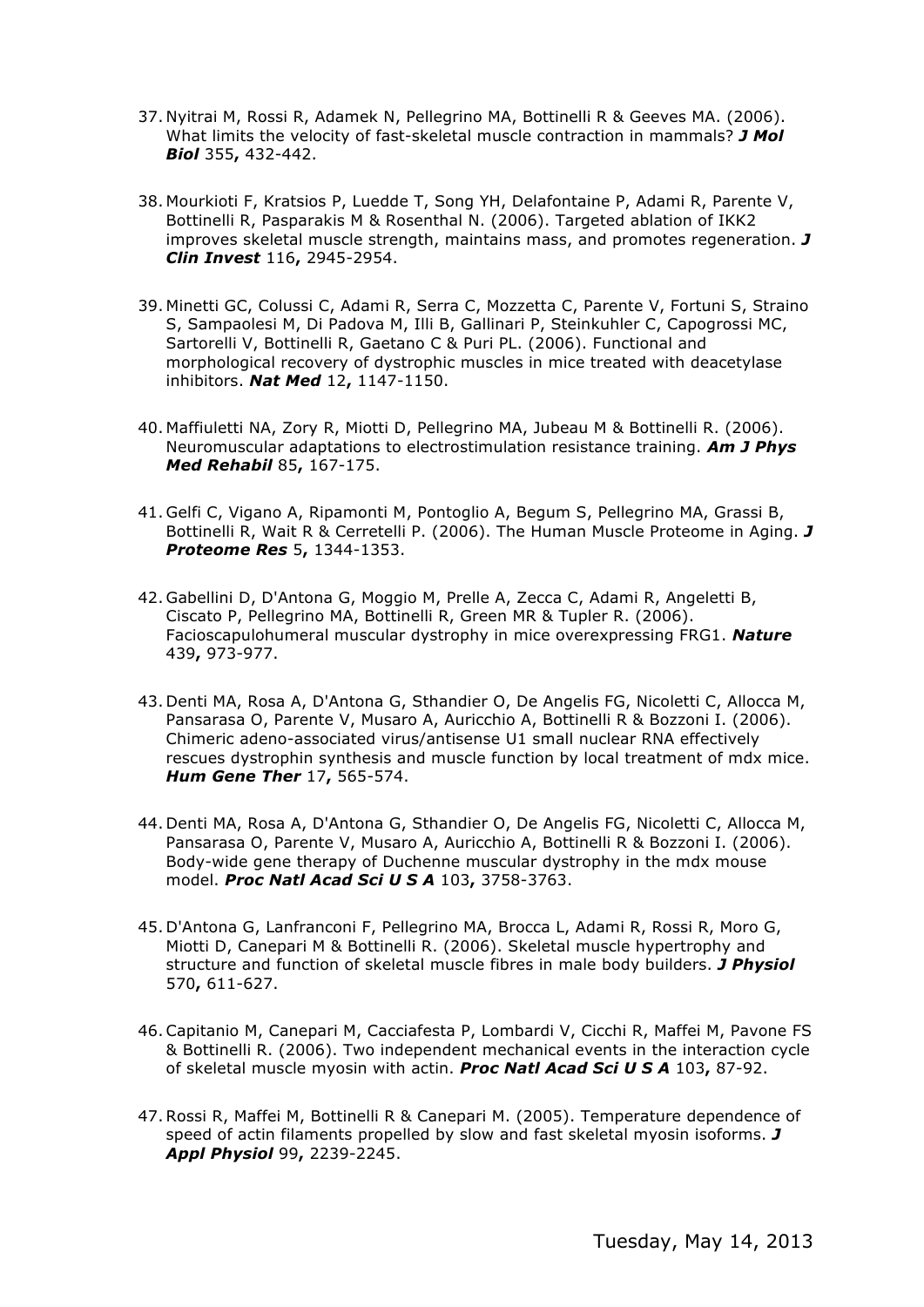37. Nyitrai M, Rossi R, Adamek N, Pellegrino MA, Bottinelli R & Geeves MA. (2006). What limits the velocity of fast-skeletal muscle contraction in mammals? ***J Mol Biol*** 355**,** 432-442.

38. Mourkioti F, Kratsios P, Luedde T, Song YH, Delafontaine P, Adami R, Parente V, Bottinelli R, Pasparakis M & Rosenthal N. (2006). Targeted ablation of IKK2 improves skeletal muscle strength, maintains mass, and promotes regeneration. ***J Clin Invest*** 116**,** 2945-2954.

39. Minetti GC, Colussi C, Adami R, Serra C, Mozzetta C, Parente V, Fortuni S, Straino S, Sampaolesi M, Di Padova M, Illi B, Gallinari P, Steinkuhler C, Capogrossi MC, Sartorelli V, Bottinelli R, Gaetano C & Puri PL. (2006). Functional and morphological recovery of dystrophic muscles in mice treated with deacetylase inhibitors. ***Nat Med*** 12**,** 1147-1150.

40. Maffiuletti NA, Zory R, Miotti D, Pellegrino MA, Jubeau M & Bottinelli R. (2006). Neuromuscular adaptations to electrostimulation resistance training. ***Am J Phys Med Rehabil*** 85**,** 167-175.

41. Gelfi C, Vigano A, Ripamonti M, Pontoglio A, Begum S, Pellegrino MA, Grassi B, Bottinelli R, Wait R & Cerretelli P. (2006). The Human Muscle Proteome in Aging. ***J Proteome Res*** 5**,** 1344-1353.

42. Gabellini D, D'Antona G, Moggio M, Prelle A, Zecca C, Adami R, Angeletti B, Ciscato P, Pellegrino MA, Bottinelli R, Green MR & Tupler R. (2006). Facioscapulohumeral muscular dystrophy in mice overexpressing FRG1. ***Nature*** 439**,** 973-977.

43. Denti MA, Rosa A, D'Antona G, Sthandier O, De Angelis FG, Nicoletti C, Allocca M, Pansarasa O, Parente V, Musaro A, Auricchio A, Bottinelli R & Bozzoni I. (2006). Chimeric adeno-associated virus/antisense U1 small nuclear RNA effectively rescues dystrophin synthesis and muscle function by local treatment of mdx mice. ***Hum Gene Ther*** 17**,** 565-574.

44. Denti MA, Rosa A, D'Antona G, Sthandier O, De Angelis FG, Nicoletti C, Allocca M, Pansarasa O, Parente V, Musaro A, Auricchio A, Bottinelli R & Bozzoni I. (2006). Body-wide gene therapy of Duchenne muscular dystrophy in the mdx mouse model. ***Proc Natl Acad Sci U S A*** 103**,** 3758-3763.

45. D'Antona G, Lanfranconi F, Pellegrino MA, Brocca L, Adami R, Rossi R, Moro G, Miotti D, Canepari M & Bottinelli R. (2006). Skeletal muscle hypertrophy and structure and function of skeletal muscle fibres in male body builders. ***J Physiol*** 570**,** 611-627.

46. Capitanio M, Canepari M, Cacciafesta P, Lombardi V, Cicchi R, Maffei M, Pavone FS & Bottinelli R. (2006). Two independent mechanical events in the interaction cycle of skeletal muscle myosin with actin. ***Proc Natl Acad Sci U S A*** 103**,** 87-92.

47. Rossi R, Maffei M, Bottinelli R & Canepari M. (2005). Temperature dependence of speed of actin filaments propelled by slow and fast skeletal myosin isoforms. ***J Appl Physiol*** 99**,** 2239-2245.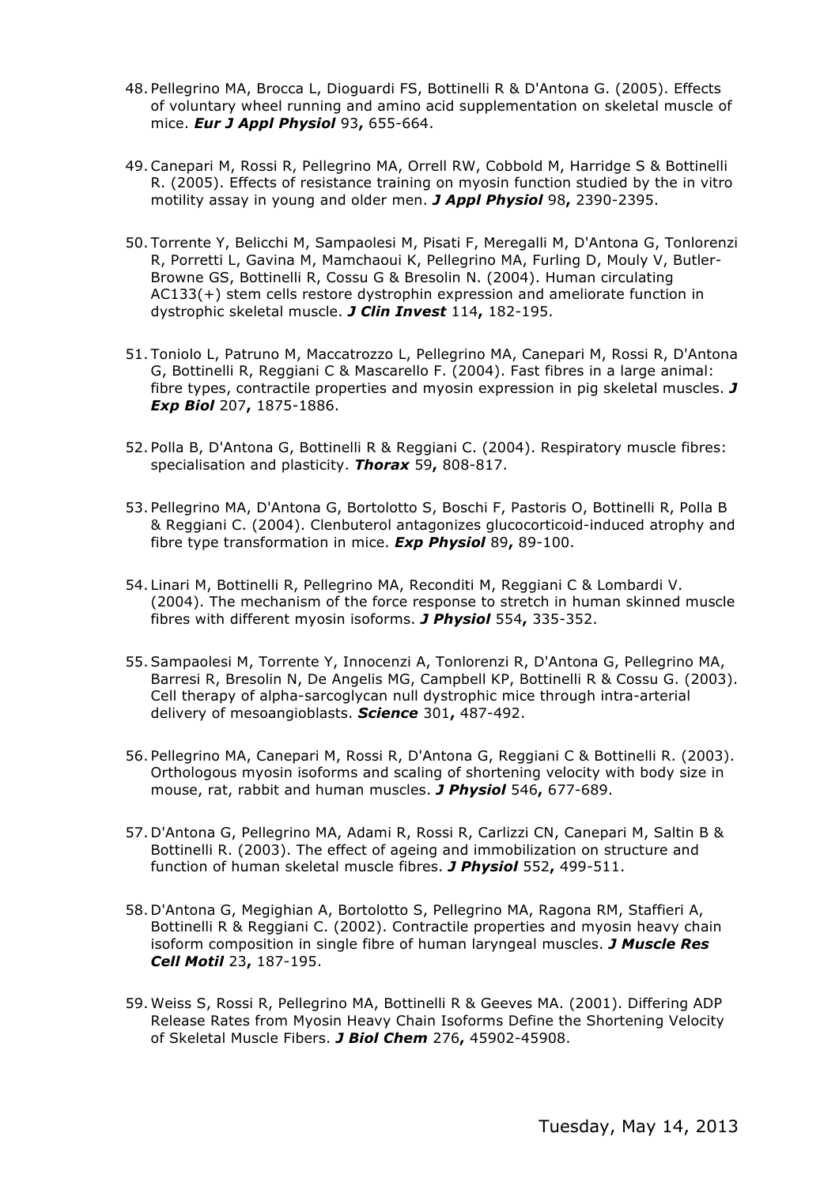48. Pellegrino MA, Brocca L, Dioguardi FS, Bottinelli R & D'Antona G. (2005). Effects of voluntary wheel running and amino acid supplementation on skeletal muscle of mice. ***Eur J Appl Physiol*** 93**,** 655-664.

49. Canepari M, Rossi R, Pellegrino MA, Orrell RW, Cobbold M, Harridge S & Bottinelli R. (2005). Effects of resistance training on myosin function studied by the in vitro motility assay in young and older men. ***J Appl Physiol*** 98**,** 2390-2395.

50. Torrente Y, Belicchi M, Sampaolesi M, Pisati F, Meregalli M, D'Antona G, Tonlorenzi R, Porretti L, Gavina M, Mamchaoui K, Pellegrino MA, Furling D, Mouly V, Butler-Browne GS, Bottinelli R, Cossu G & Bresolin N. (2004). Human circulating AC133(+) stem cells restore dystrophin expression and ameliorate function in dystrophic skeletal muscle. ***J Clin Invest*** 114**,** 182-195.

51. Toniolo L, Patruno M, Maccatrozzo L, Pellegrino MA, Canepari M, Rossi R, D'Antona G, Bottinelli R, Reggiani C & Mascarello F. (2004). Fast fibres in a large animal: fibre types, contractile properties and myosin expression in pig skeletal muscles. ***J Exp Biol*** 207**,** 1875-1886.

52. Polla B, D'Antona G, Bottinelli R & Reggiani C. (2004). Respiratory muscle fibres: specialisation and plasticity. ***Thorax*** 59**,** 808-817.

53. Pellegrino MA, D'Antona G, Bortolotto S, Boschi F, Pastoris O, Bottinelli R, Polla B & Reggiani C. (2004). Clenbuterol antagonizes glucocorticoid-induced atrophy and fibre type transformation in mice. ***Exp Physiol*** 89**,** 89-100.

54. Linari M, Bottinelli R, Pellegrino MA, Reconditi M, Reggiani C & Lombardi V. (2004). The mechanism of the force response to stretch in human skinned muscle fibres with different myosin isoforms. ***J Physiol*** 554**,** 335-352.

55. Sampaolesi M, Torrente Y, Innocenzi A, Tonlorenzi R, D'Antona G, Pellegrino MA, Barresi R, Bresolin N, De Angelis MG, Campbell KP, Bottinelli R & Cossu G. (2003). Cell therapy of alpha-sarcoglycan null dystrophic mice through intra-arterial delivery of mesoangioblasts. ***Science*** 301**,** 487-492.

56. Pellegrino MA, Canepari M, Rossi R, D'Antona G, Reggiani C & Bottinelli R. (2003). Orthologous myosin isoforms and scaling of shortening velocity with body size in mouse, rat, rabbit and human muscles. ***J Physiol*** 546**,** 677-689.

57. D'Antona G, Pellegrino MA, Adami R, Rossi R, Carlizzi CN, Canepari M, Saltin B & Bottinelli R. (2003). The effect of ageing and immobilization on structure and function of human skeletal muscle fibres. ***J Physiol*** 552**,** 499-511.

58. D'Antona G, Megighian A, Bortolotto S, Pellegrino MA, Ragona RM, Staffieri A, Bottinelli R & Reggiani C. (2002). Contractile properties and myosin heavy chain isoform composition in single fibre of human laryngeal muscles. ***J Muscle Res Cell Motil*** 23**,** 187-195.

59. Weiss S, Rossi R, Pellegrino MA, Bottinelli R & Geeves MA. (2001). Differing ADP Release Rates from Myosin Heavy Chain Isoforms Define the Shortening Velocity of Skeletal Muscle Fibers. ***J Biol Chem*** 276**,** 45902-45908.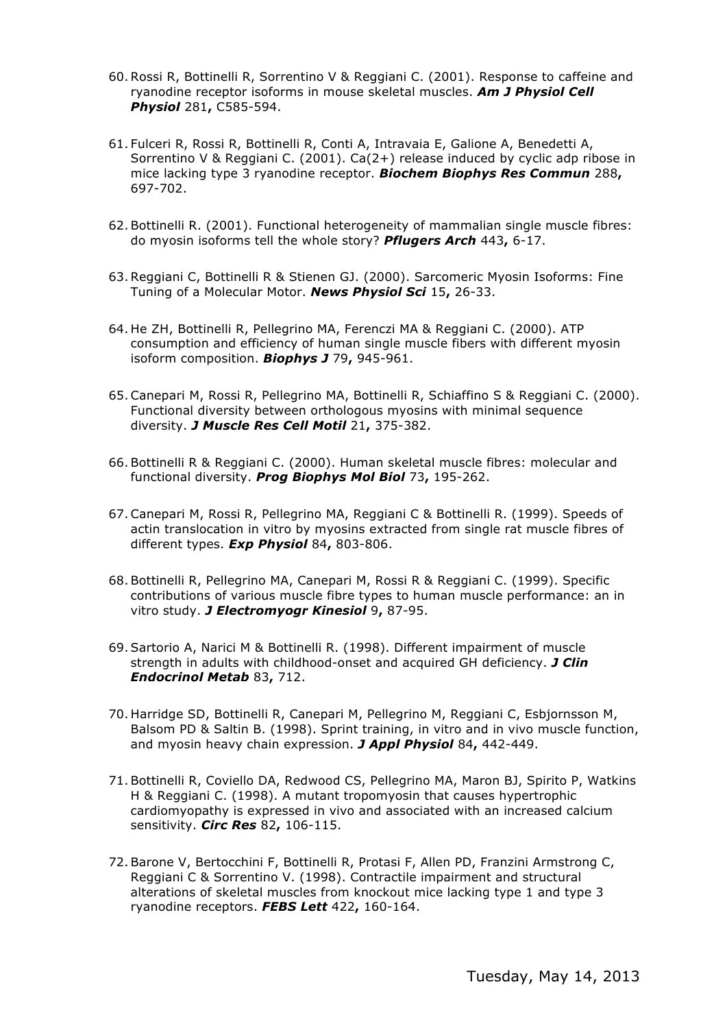60. Rossi R, Bottinelli R, Sorrentino V & Reggiani C. (2001). Response to caffeine and ryanodine receptor isoforms in mouse skeletal muscles. ***Am J Physiol Cell Physiol*** 281**,** C585-594.

61. Fulceri R, Rossi R, Bottinelli R, Conti A, Intravaia E, Galione A, Benedetti A, Sorrentino V & Reggiani C. (2001). Ca(2+) release induced by cyclic adp ribose in mice lacking type 3 ryanodine receptor. ***Biochem Biophys Res Commun*** 288**,** 697-702.

62. Bottinelli R. (2001). Functional heterogeneity of mammalian single muscle fibres: do myosin isoforms tell the whole story? ***Pflugers Arch*** 443**,** 6-17.

63. Reggiani C, Bottinelli R & Stienen GJ. (2000). Sarcomeric Myosin Isoforms: Fine Tuning of a Molecular Motor. ***News Physiol Sci*** 15**,** 26-33.

64. He ZH, Bottinelli R, Pellegrino MA, Ferenczi MA & Reggiani C. (2000). ATP consumption and efficiency of human single muscle fibers with different myosin isoform composition. ***Biophys J*** 79**,** 945-961.

65. Canepari M, Rossi R, Pellegrino MA, Bottinelli R, Schiaffino S & Reggiani C. (2000). Functional diversity between orthologous myosins with minimal sequence diversity. ***J Muscle Res Cell Motil*** 21**,** 375-382.

66. Bottinelli R & Reggiani C. (2000). Human skeletal muscle fibres: molecular and functional diversity. ***Prog Biophys Mol Biol*** 73**,** 195-262.

67. Canepari M, Rossi R, Pellegrino MA, Reggiani C & Bottinelli R. (1999). Speeds of actin translocation in vitro by myosins extracted from single rat muscle fibres of different types. ***Exp Physiol*** 84**,** 803-806.

68. Bottinelli R, Pellegrino MA, Canepari M, Rossi R & Reggiani C. (1999). Specific contributions of various muscle fibre types to human muscle performance: an in vitro study. ***J Electromyogr Kinesiol*** 9**,** 87-95.

69. Sartorio A, Narici M & Bottinelli R. (1998). Different impairment of muscle strength in adults with childhood-onset and acquired GH deficiency. ***J Clin Endocrinol Metab*** 83**,** 712.

70. Harridge SD, Bottinelli R, Canepari M, Pellegrino M, Reggiani C, Esbjornsson M, Balsom PD & Saltin B. (1998). Sprint training, in vitro and in vivo muscle function, and myosin heavy chain expression. ***J Appl Physiol*** 84**,** 442-449.

71. Bottinelli R, Coviello DA, Redwood CS, Pellegrino MA, Maron BJ, Spirito P, Watkins H & Reggiani C. (1998). A mutant tropomyosin that causes hypertrophic cardiomyopathy is expressed in vivo and associated with an increased calcium sensitivity. ***Circ Res*** 82**,** 106-115.

72. Barone V, Bertocchini F, Bottinelli R, Protasi F, Allen PD, Franzini Armstrong C, Reggiani C & Sorrentino V. (1998). Contractile impairment and structural alterations of skeletal muscles from knockout mice lacking type 1 and type 3 ryanodine receptors. ***FEBS Lett*** 422**,** 160-164.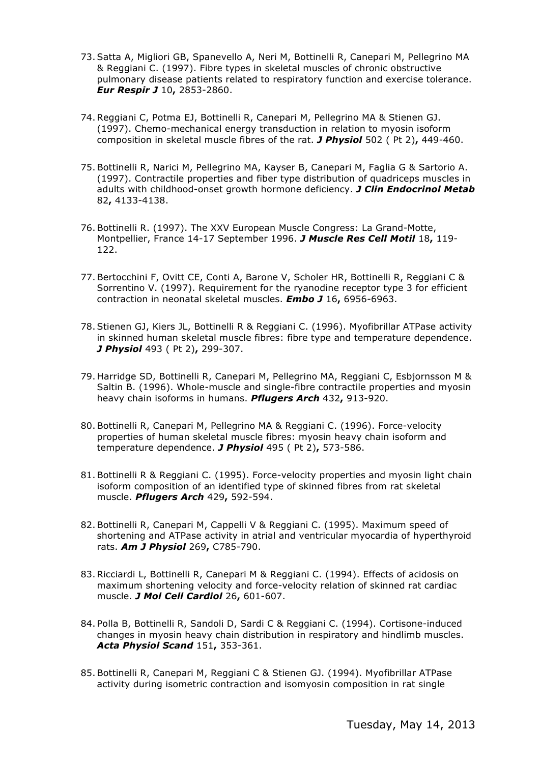73. Satta A, Migliori GB, Spanevello A, Neri M, Bottinelli R, Canepari M, Pellegrino MA & Reggiani C. (1997). Fibre types in skeletal muscles of chronic obstructive pulmonary disease patients related to respiratory function and exercise tolerance. ***Eur Respir J*** 10**,** 2853-2860.

74. Reggiani C, Potma EJ, Bottinelli R, Canepari M, Pellegrino MA & Stienen GJ. (1997). Chemo-mechanical energy transduction in relation to myosin isoform composition in skeletal muscle fibres of the rat. ***J Physiol*** 502 ( Pt 2)**,** 449-460.

75. Bottinelli R, Narici M, Pellegrino MA, Kayser B, Canepari M, Faglia G & Sartorio A. (1997). Contractile properties and fiber type distribution of quadriceps muscles in adults with childhood-onset growth hormone deficiency. ***J Clin Endocrinol Metab*** 82**,** 4133-4138.

76. Bottinelli R. (1997). The XXV European Muscle Congress: La Grand-Motte, Montpellier, France 14-17 September 1996. ***J Muscle Res Cell Motil*** 18**,** 119-122.

77. Bertocchini F, Ovitt CE, Conti A, Barone V, Scholer HR, Bottinelli R, Reggiani C & Sorrentino V. (1997). Requirement for the ryanodine receptor type 3 for efficient contraction in neonatal skeletal muscles. ***Embo J*** 16**,** 6956-6963.

78. Stienen GJ, Kiers JL, Bottinelli R & Reggiani C. (1996). Myofibrillar ATPase activity in skinned human skeletal muscle fibres: fibre type and temperature dependence. ***J Physiol*** 493 ( Pt 2)**,** 299-307.

79. Harridge SD, Bottinelli R, Canepari M, Pellegrino MA, Reggiani C, Esbjornsson M & Saltin B. (1996). Whole-muscle and single-fibre contractile properties and myosin heavy chain isoforms in humans. ***Pflugers Arch*** 432**,** 913-920.

80. Bottinelli R, Canepari M, Pellegrino MA & Reggiani C. (1996). Force-velocity properties of human skeletal muscle fibres: myosin heavy chain isoform and temperature dependence. ***J Physiol*** 495 ( Pt 2)**,** 573-586.

81. Bottinelli R & Reggiani C. (1995). Force-velocity properties and myosin light chain isoform composition of an identified type of skinned fibres from rat skeletal muscle. ***Pflugers Arch*** 429**,** 592-594.

82. Bottinelli R, Canepari M, Cappelli V & Reggiani C. (1995). Maximum speed of shortening and ATPase activity in atrial and ventricular myocardia of hyperthyroid rats. ***Am J Physiol*** 269**,** C785-790.

83. Ricciardi L, Bottinelli R, Canepari M & Reggiani C. (1994). Effects of acidosis on maximum shortening velocity and force-velocity relation of skinned rat cardiac muscle. ***J Mol Cell Cardiol*** 26**,** 601-607.

84. Polla B, Bottinelli R, Sandoli D, Sardi C & Reggiani C. (1994). Cortisone-induced changes in myosin heavy chain distribution in respiratory and hindlimb muscles. ***Acta Physiol Scand*** 151**,** 353-361.

85. Bottinelli R, Canepari M, Reggiani C & Stienen GJ. (1994). Myofibrillar ATPase activity during isometric contraction and isomyosin composition in rat single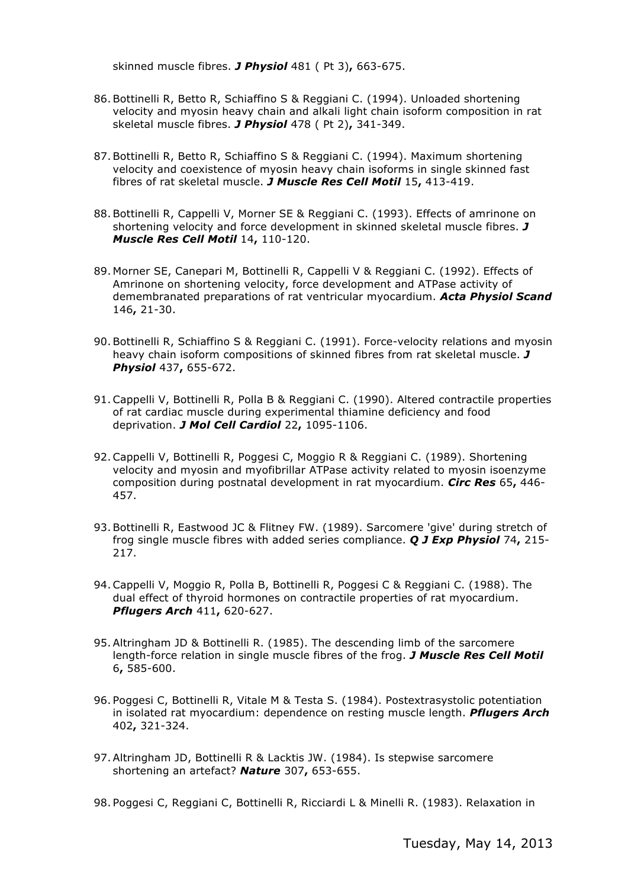skinned muscle fibres. ***J Physiol*** 481 ( Pt 3)**,** 663-675.

86. Bottinelli R, Betto R, Schiaffino S & Reggiani C. (1994). Unloaded shortening velocity and myosin heavy chain and alkali light chain isoform composition in rat skeletal muscle fibres. ***J Physiol*** 478 ( Pt 2)**,** 341-349.

87. Bottinelli R, Betto R, Schiaffino S & Reggiani C. (1994). Maximum shortening velocity and coexistence of myosin heavy chain isoforms in single skinned fast fibres of rat skeletal muscle. ***J Muscle Res Cell Motil*** 15**,** 413-419.

88. Bottinelli R, Cappelli V, Morner SE & Reggiani C. (1993). Effects of amrinone on shortening velocity and force development in skinned skeletal muscle fibres. ***J Muscle Res Cell Motil*** 14**,** 110-120.

89. Morner SE, Canepari M, Bottinelli R, Cappelli V & Reggiani C. (1992). Effects of Amrinone on shortening velocity, force development and ATPase activity of demembranated preparations of rat ventricular myocardium. ***Acta Physiol Scand*** 146**,** 21-30.

90. Bottinelli R, Schiaffino S & Reggiani C. (1991). Force-velocity relations and myosin heavy chain isoform compositions of skinned fibres from rat skeletal muscle. ***J Physiol*** 437**,** 655-672.

91. Cappelli V, Bottinelli R, Polla B & Reggiani C. (1990). Altered contractile properties of rat cardiac muscle during experimental thiamine deficiency and food deprivation. ***J Mol Cell Cardiol*** 22**,** 1095-1106.

92. Cappelli V, Bottinelli R, Poggesi C, Moggio R & Reggiani C. (1989). Shortening velocity and myosin and myofibrillar ATPase activity related to myosin isoenzyme composition during postnatal development in rat myocardium. ***Circ Res*** 65**,** 446-457.

93. Bottinelli R, Eastwood JC & Flitney FW. (1989). Sarcomere 'give' during stretch of frog single muscle fibres with added series compliance. ***Q J Exp Physiol*** 74**,** 215-217.

94. Cappelli V, Moggio R, Polla B, Bottinelli R, Poggesi C & Reggiani C. (1988). The dual effect of thyroid hormones on contractile properties of rat myocardium. ***Pflugers Arch*** 411**,** 620-627.

95. Altringham JD & Bottinelli R. (1985). The descending limb of the sarcomere length-force relation in single muscle fibres of the frog. ***J Muscle Res Cell Motil*** 6**,** 585-600.

96. Poggesi C, Bottinelli R, Vitale M & Testa S. (1984). Postextrasystolic potentiation in isolated rat myocardium: dependence on resting muscle length. ***Pflugers Arch*** 402**,** 321-324.

97. Altringham JD, Bottinelli R & Lacktis JW. (1984). Is stepwise sarcomere shortening an artefact? ***Nature*** 307**,** 653-655.

98. Poggesi C, Reggiani C, Bottinelli R, Ricciardi L & Minelli R. (1983). Relaxation in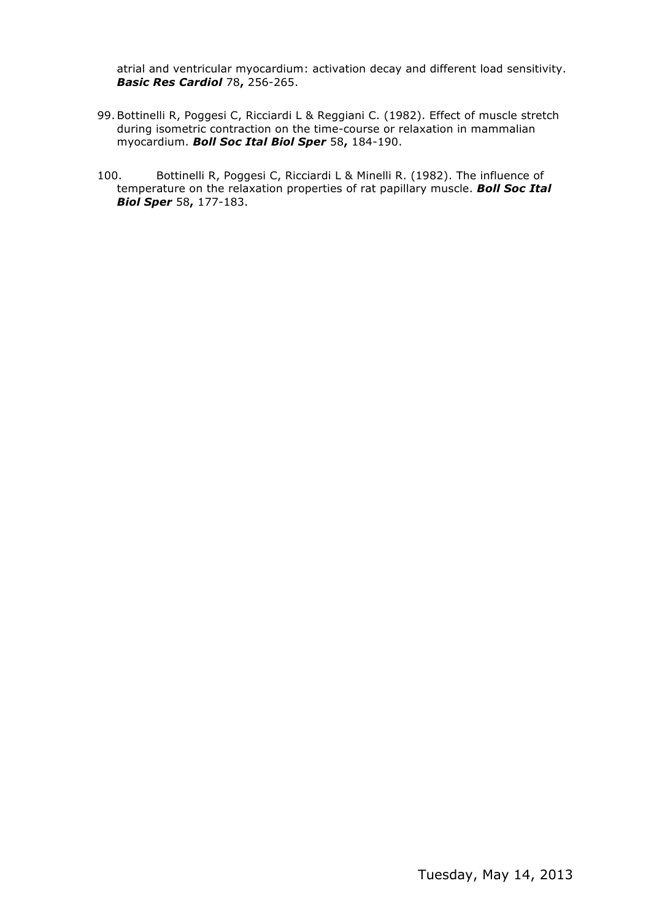atrial and ventricular myocardium: activation decay and different load sensitivity. ***Basic Res Cardiol*** 78**,** 256-265.

99. Bottinelli R, Poggesi C, Ricciardi L & Reggiani C. (1982). Effect of muscle stretch during isometric contraction on the time-course or relaxation in mammalian myocardium. ***Boll Soc Ital Biol Sper*** 58**,** 184-190.

100. Bottinelli R, Poggesi C, Ricciardi L & Minelli R. (1982). The influence of temperature on the relaxation properties of rat papillary muscle. ***Boll Soc Ital Biol Sper*** 58**,** 177-183.